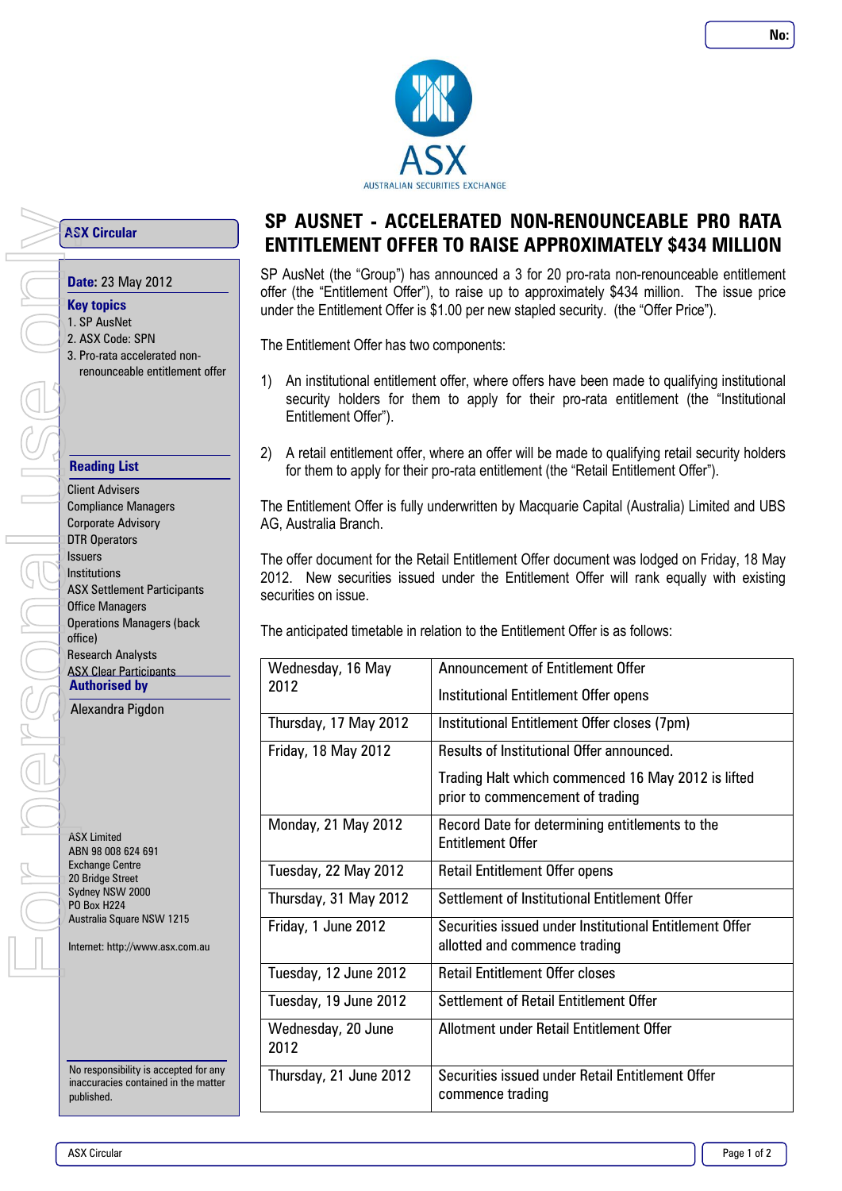No:

ASX
AUSTRALIAN SECURITIES EXCHANGE

**ASX Circular**

**Date:** 23 May 2012

**Key topics**

1. SP AusNet
2. ASX Code: SPN
3. Pro-rata accelerated non-renounceable entitlement offer

**Reading List**

Client Advisers
Compliance Managers
Corporate Advisory
DTR Operators
Issuers
Institutions
ASX Settlement Participants
Office Managers
Operations Managers (back office)
Research Analysts
ASX Clear Participants

**Authorised by**

Alexandra Pigdon

ASX Limited
ABN 98 008 624 691
Exchange Centre
20 Bridge Street
Sydney NSW 2000
PO Box H224
Australia Square NSW 1215

Internet: http://www.asx.com.au

No responsibility is accepted for any inaccuracies contained in the matter published.

# SP AUSNET - ACCELERATED NON-RENOUNCEABLE PRO RATA ENTITLEMENT OFFER TO RAISE APPROXIMATELY $434 MILLION

SP AusNet (the "Group") has announced a 3 for 20 pro-rata non-renounceable entitlement offer (the "Entitlement Offer"), to raise up to approximately $434 million. The issue price under the Entitlement Offer is $1.00 per new stapled security. (the "Offer Price").

The Entitlement Offer has two components:

1) An institutional entitlement offer, where offers have been made to qualifying institutional security holders for them to apply for their pro-rata entitlement (the "Institutional Entitlement Offer").

2) A retail entitlement offer, where an offer will be made to qualifying retail security holders for them to apply for their pro-rata entitlement (the "Retail Entitlement Offer").

The Entitlement Offer is fully underwritten by Macquarie Capital (Australia) Limited and UBS AG, Australia Branch.

The offer document for the Retail Entitlement Offer document was lodged on Friday, 18 May 2012. New securities issued under the Entitlement Offer will rank equally with existing securities on issue.

The anticipated timetable in relation to the Entitlement Offer is as follows:

| Date | Event |
|---|---|
| Wednesday, 16 May 2012 | Announcement of Entitlement Offer<br><br>Institutional Entitlement Offer opens |
| Thursday, 17 May 2012 | Institutional Entitlement Offer closes (7pm) |
| Friday, 18 May 2012 | Results of Institutional Offer announced.<br><br>Trading Halt which commenced 16 May 2012 is lifted prior to commencement of trading |
| Monday, 21 May 2012 | Record Date for determining entitlements to the Entitlement Offer |
| Tuesday, 22 May 2012 | Retail Entitlement Offer opens |
| Thursday, 31 May 2012 | Settlement of Institutional Entitlement Offer |
| Friday, 1 June 2012 | Securities issued under Institutional Entitlement Offer allotted and commence trading |
| Tuesday, 12 June 2012 | Retail Entitlement Offer closes |
| Tuesday, 19 June 2012 | Settlement of Retail Entitlement Offer |
| Wednesday, 20 June 2012 | Allotment under Retail Entitlement Offer |
| Thursday, 21 June 2012 | Securities issued under Retail Entitlement Offer commence trading |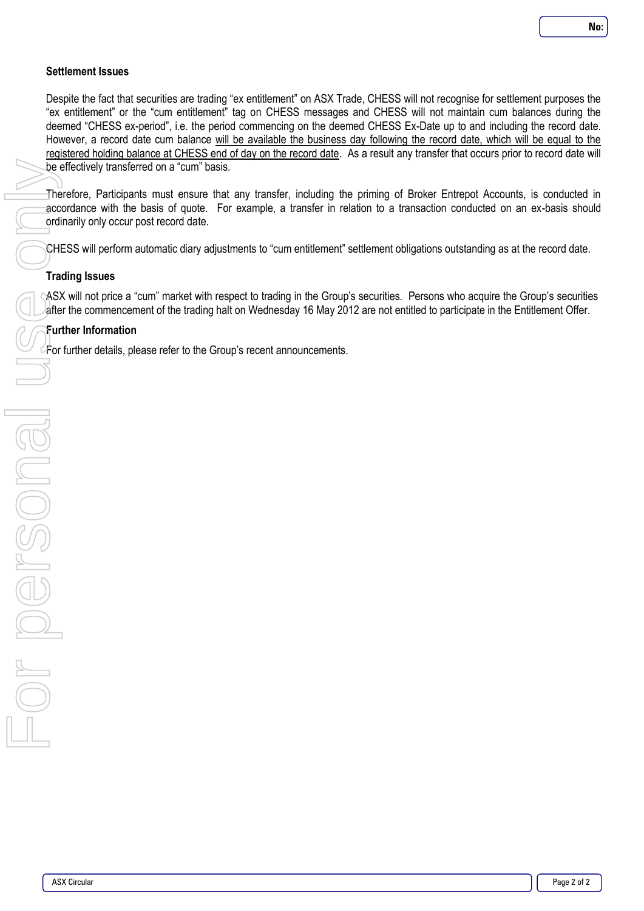**Settlement Issues**

Despite the fact that securities are trading “ex entitlement” on ASX Trade, CHESS will not recognise for settlement purposes the “ex entitlement” or the “cum entitlement” tag on CHESS messages and CHESS will not maintain cum balances during the deemed “CHESS ex-period”, i.e. the period commencing on the deemed CHESS Ex-Date up to and including the record date. However, a record date cum balance will be available the business day following the record date, which will be equal to the registered holding balance at CHESS end of day on the record date. As a result any transfer that occurs prior to record date will be effectively transferred on a “cum” basis.

Therefore, Participants must ensure that any transfer, including the priming of Broker Entrepot Accounts, is conducted in accordance with the basis of quote. For example, a transfer in relation to a transaction conducted on an ex-basis should ordinarily only occur post record date.

CHESS will perform automatic diary adjustments to “cum entitlement” settlement obligations outstanding as at the record date.

**Trading Issues**

ASX will not price a “cum” market with respect to trading in the Group’s securities. Persons who acquire the Group’s securities after the commencement of the trading halt on Wednesday 16 May 2012 are not entitled to participate in the Entitlement Offer.

**Further Information**

For further details, please refer to the Group’s recent announcements.